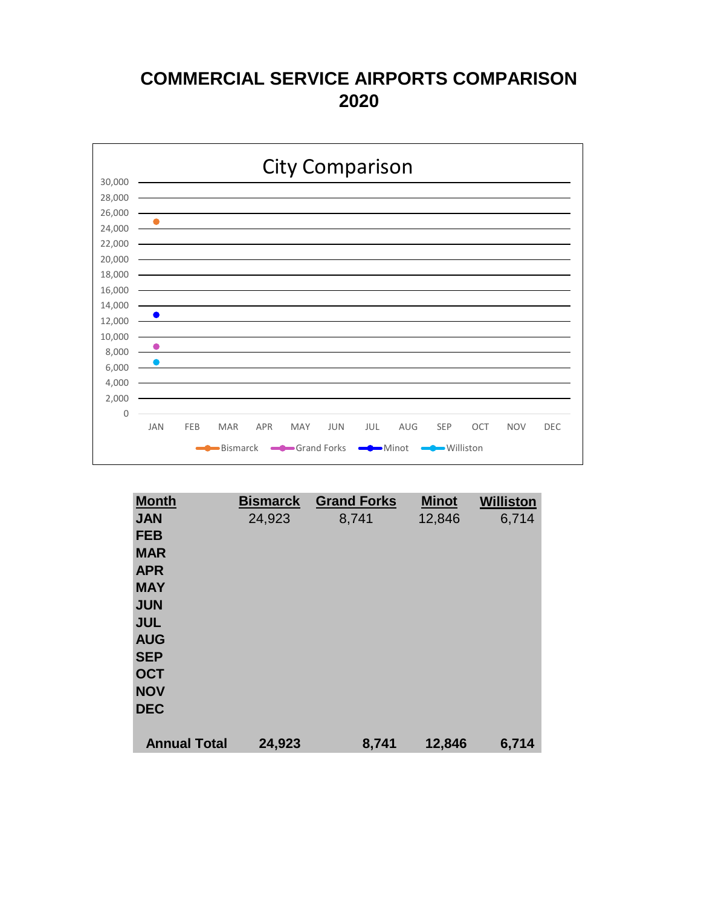# COMMERCIAL SERVICE AIRPORTS COMPARISON 2020

City Comparison

30,000
28,000
26,000
24,000
22,000
20,000
18,000
16,000
14,000
12,000
10,000
8,000
6,000
4,000
2,000
0

JAN FEB MAR APR MAY JUN JUL AUG SEP OCT NOV DEC

Bismarck Grand Forks Minot Williston

| Month | Bismarck | Grand Forks | Minot | Williston |
|---|---|---|---|---|
| JAN | 24,923 | 8,741 | 12,846 | 6,714 |
| FEB | | | | |
| MAR | | | | |
| APR | | | | |
| MAY | | | | |
| JUN | | | | |
| JUL | | | | |
| AUG | | | | |
| SEP | | | | |
| OCT | | | | |
| NOV | | | | |
| DEC | | | | |
| **Annual Total** | **24,923** | **8,741** | **12,846** | **6,714** |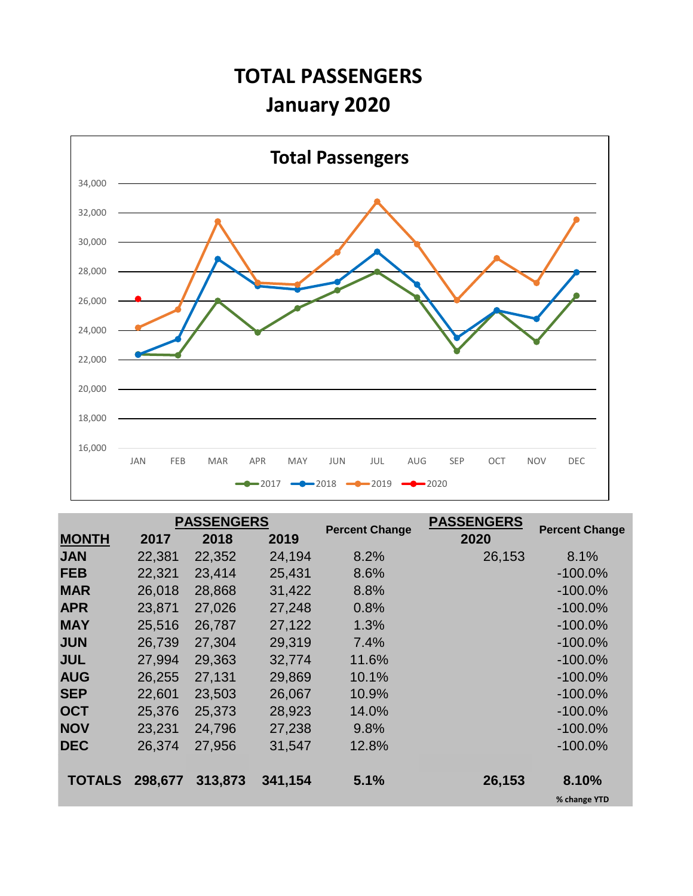# TOTAL PASSENGERS
# January 2020

Total Passengers

34,000
32,000
30,000
28,000
26,000
24,000
22,000
20,000
18,000
16,000

JAN FEB MAR APR MAY JUN JUL AUG SEP OCT NOV DEC

2017 2018 2019 2020

| MONTH | PASSENGERS 2017 | 2018 | 2019 | Percent Change | PASSENGERS 2020 | Percent Change |
|---|---|---|---|---|---|---|
| JAN | 22,381 | 22,352 | 24,194 | 8.2% | 26,153 | 8.1% |
| FEB | 22,321 | 23,414 | 25,431 | 8.6% | | -100.0% |
| MAR | 26,018 | 28,868 | 31,422 | 8.8% | | -100.0% |
| APR | 23,871 | 27,026 | 27,248 | 0.8% | | -100.0% |
| MAY | 25,516 | 26,787 | 27,122 | 1.3% | | -100.0% |
| JUN | 26,739 | 27,304 | 29,319 | 7.4% | | -100.0% |
| JUL | 27,994 | 29,363 | 32,774 | 11.6% | | -100.0% |
| AUG | 26,255 | 27,131 | 29,869 | 10.1% | | -100.0% |
| SEP | 22,601 | 23,503 | 26,067 | 10.9% | | -100.0% |
| OCT | 25,376 | 25,373 | 28,923 | 14.0% | | -100.0% |
| NOV | 23,231 | 24,796 | 27,238 | 9.8% | | -100.0% |
| DEC | 26,374 | 27,956 | 31,547 | 12.8% | | -100.0% |
| **TOTALS** | **298,677** | **313,873** | **341,154** | **5.1%** | **26,153** | **8.10%** % change YTD |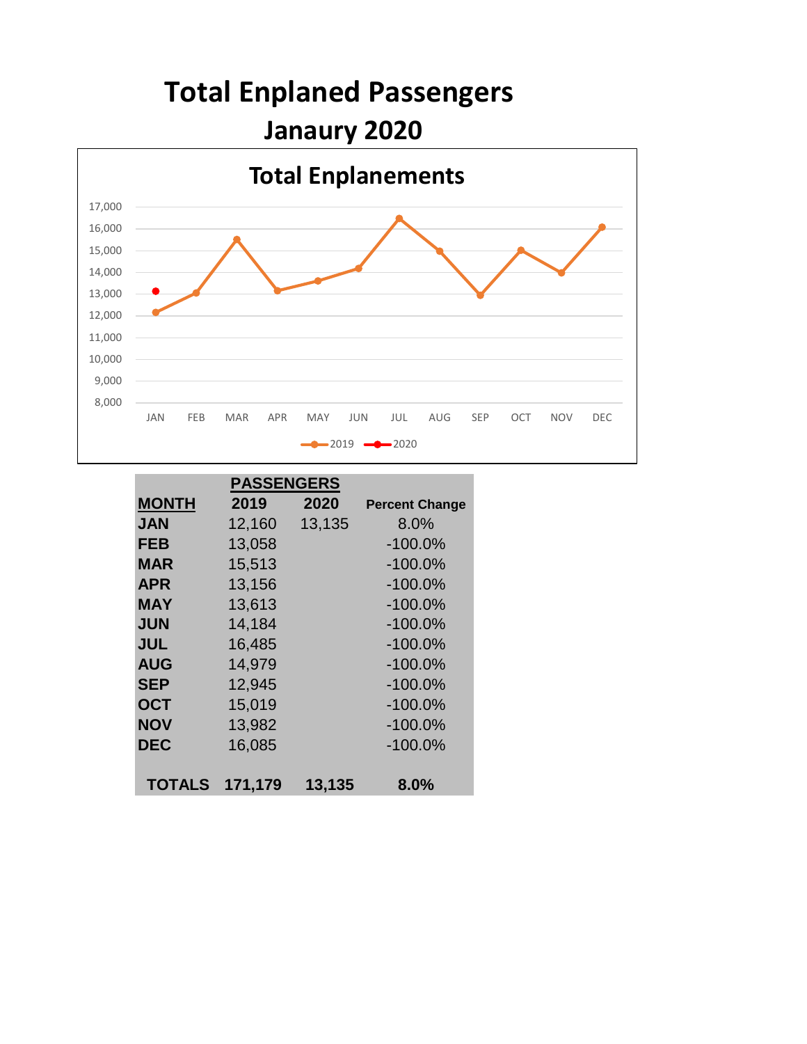# Total Enplaned Passengers

## Janaury 2020

Total Enplanements

17,000
16,000
15,000
14,000
13,000
12,000
11,000
10,000
9,000
8,000

JAN FEB MAR APR MAY JUN JUL AUG SEP OCT NOV DEC

2019 2020

| | PASSENGERS | | |
|---|---|---|---|
| **MONTH** | **2019** | **2020** | **Percent Change** |
| **JAN** | 12,160 | 13,135 | 8.0% |
| **FEB** | 13,058 | | -100.0% |
| **MAR** | 15,513 | | -100.0% |
| **APR** | 13,156 | | -100.0% |
| **MAY** | 13,613 | | -100.0% |
| **JUN** | 14,184 | | -100.0% |
| **JUL** | 16,485 | | -100.0% |
| **AUG** | 14,979 | | -100.0% |
| **SEP** | 12,945 | | -100.0% |
| **OCT** | 15,019 | | -100.0% |
| **NOV** | 13,982 | | -100.0% |
| **DEC** | 16,085 | | -100.0% |
| **TOTALS** | **171,179** | **13,135** | **8.0%** |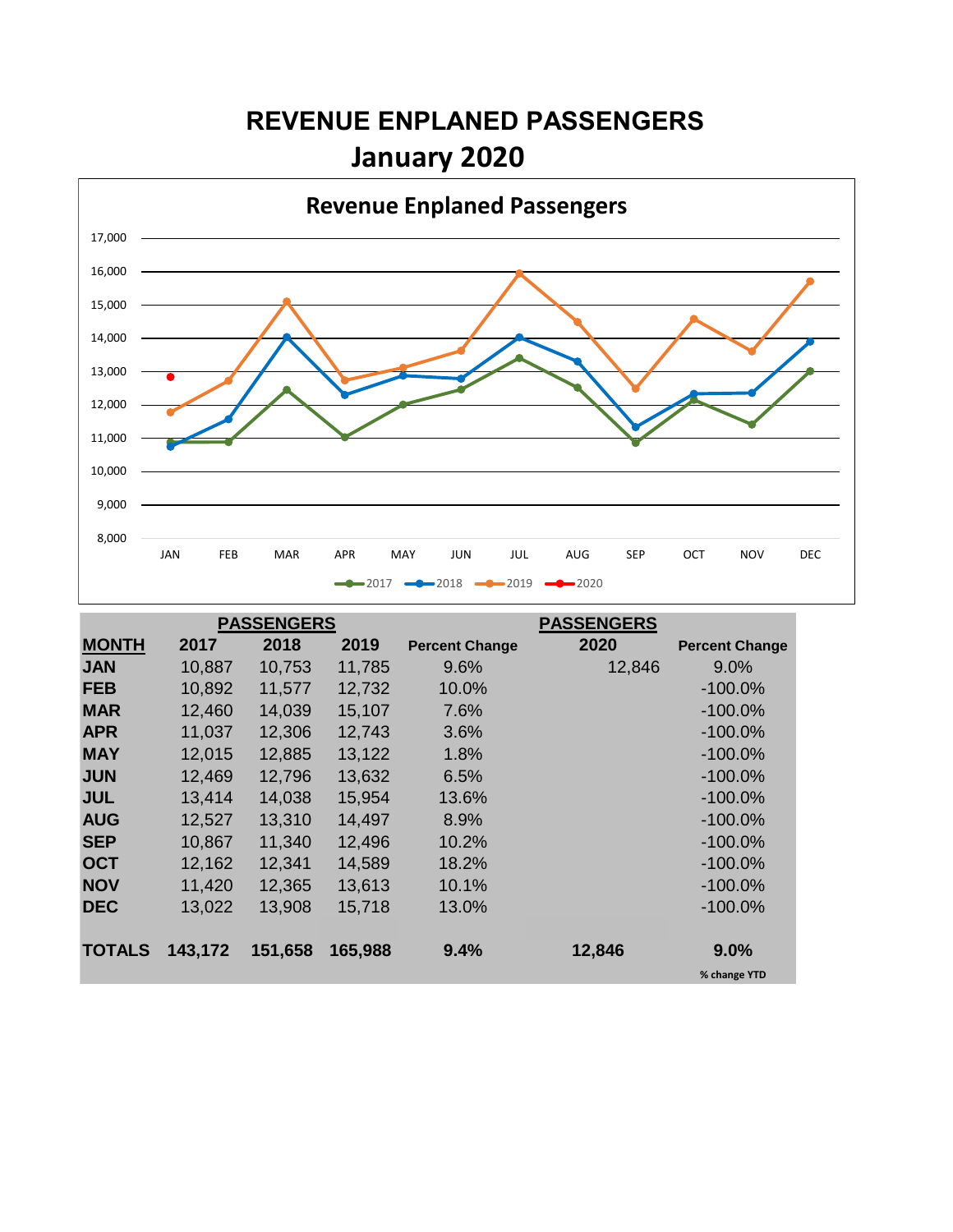# REVENUE ENPLANED PASSENGERS

## January 2020

Revenue Enplaned Passengers

17,000
16,000
15,000
14,000
13,000
12,000
11,000
10,000
9,000
8,000

JAN FEB MAR APR MAY JUN JUL AUG SEP OCT NOV DEC

2017 2018 2019 2020

| | PASSENGERS | | | | PASSENGERS | |
|---|---|---|---|---|---|---|
| **MONTH** | **2017** | **2018** | **2019** | **Percent Change** | **2020** | **Percent Change** |
| **JAN** | 10,887 | 10,753 | 11,785 | 9.6% | 12,846 | 9.0% |
| **FEB** | 10,892 | 11,577 | 12,732 | 10.0% | | -100.0% |
| **MAR** | 12,460 | 14,039 | 15,107 | 7.6% | | -100.0% |
| **APR** | 11,037 | 12,306 | 12,743 | 3.6% | | -100.0% |
| **MAY** | 12,015 | 12,885 | 13,122 | 1.8% | | -100.0% |
| **JUN** | 12,469 | 12,796 | 13,632 | 6.5% | | -100.0% |
| **JUL** | 13,414 | 14,038 | 15,954 | 13.6% | | -100.0% |
| **AUG** | 12,527 | 13,310 | 14,497 | 8.9% | | -100.0% |
| **SEP** | 10,867 | 11,340 | 12,496 | 10.2% | | -100.0% |
| **OCT** | 12,162 | 12,341 | 14,589 | 18.2% | | -100.0% |
| **NOV** | 11,420 | 12,365 | 13,613 | 10.1% | | -100.0% |
| **DEC** | 13,022 | 13,908 | 15,718 | 13.0% | | -100.0% |
| **TOTALS** | **143,172** | **151,658** | **165,988** | **9.4%** | **12,846** | **9.0%** % change YTD |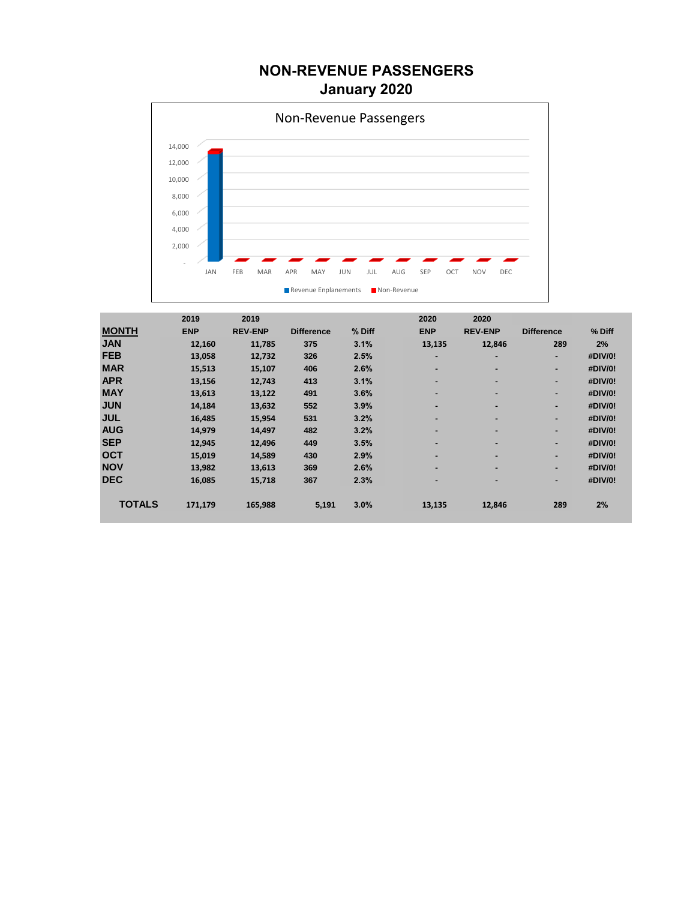# NON-REVENUE PASSENGERS
## January 2020

Non-Revenue Passengers

14,000
12,000
10,000
8,000
6,000
4,000
2,000
-

JAN FEB MAR APR MAY JUN JUL AUG SEP OCT NOV DEC

Revenue Enplanements
Non-Revenue

| MONTH | 2019 ENP | 2019 REV-ENP | Difference | % Diff | 2020 ENP | 2020 REV-ENP | Difference | % Diff |
|---|---|---|---|---|---|---|---|---|
| JAN | 12,160 | 11,785 | 375 | 3.1% | 13,135 | 12,846 | 289 | 2% |
| FEB | 13,058 | 12,732 | 326 | 2.5% | - | - | - | #DIV/0! |
| MAR | 15,513 | 15,107 | 406 | 2.6% | - | - | - | #DIV/0! |
| APR | 13,156 | 12,743 | 413 | 3.1% | - | - | - | #DIV/0! |
| MAY | 13,613 | 13,122 | 491 | 3.6% | - | - | - | #DIV/0! |
| JUN | 14,184 | 13,632 | 552 | 3.9% | - | - | - | #DIV/0! |
| JUL | 16,485 | 15,954 | 531 | 3.2% | - | - | - | #DIV/0! |
| AUG | 14,979 | 14,497 | 482 | 3.2% | - | - | - | #DIV/0! |
| SEP | 12,945 | 12,496 | 449 | 3.5% | - | - | - | #DIV/0! |
| OCT | 15,019 | 14,589 | 430 | 2.9% | - | - | - | #DIV/0! |
| NOV | 13,982 | 13,613 | 369 | 2.6% | - | - | - | #DIV/0! |
| DEC | 16,085 | 15,718 | 367 | 2.3% | - | - | - | #DIV/0! |
| TOTALS | 171,179 | 165,988 | 5,191 | 3.0% | 13,135 | 12,846 | 289 | 2% |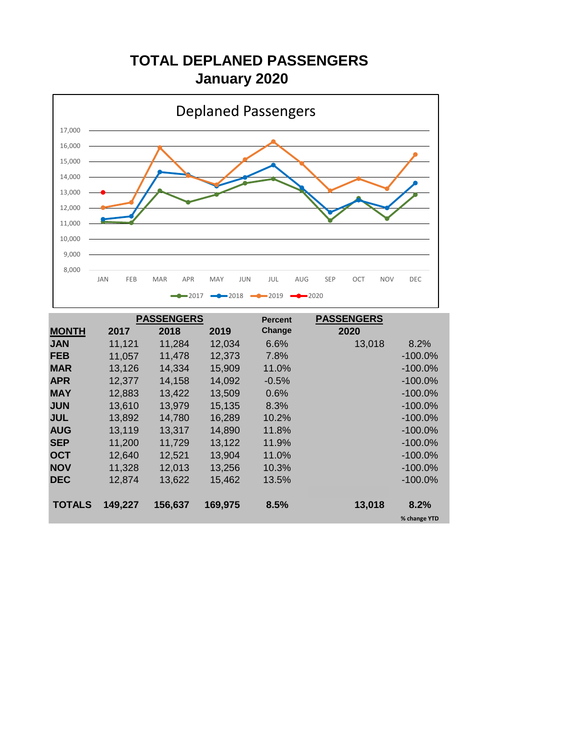# TOTAL DEPLANED PASSENGERS
## January 2020

Deplaned Passengers

17,000
16,000
15,000
14,000
13,000
12,000
11,000
10,000
9,000
8,000

JAN FEB MAR APR MAY JUN JUL AUG SEP OCT NOV DEC

2017 2018 2019 2020

| MONTH | PASSENGERS 2017 | 2018 | 2019 | Percent Change | PASSENGERS 2020 | |
|---|---|---|---|---|---|---|
| JAN | 11,121 | 11,284 | 12,034 | 6.6% | 13,018 | 8.2% |
| FEB | 11,057 | 11,478 | 12,373 | 7.8% | | -100.0% |
| MAR | 13,126 | 14,334 | 15,909 | 11.0% | | -100.0% |
| APR | 12,377 | 14,158 | 14,092 | -0.5% | | -100.0% |
| MAY | 12,883 | 13,422 | 13,509 | 0.6% | | -100.0% |
| JUN | 13,610 | 13,979 | 15,135 | 8.3% | | -100.0% |
| JUL | 13,892 | 14,780 | 16,289 | 10.2% | | -100.0% |
| AUG | 13,119 | 13,317 | 14,890 | 11.8% | | -100.0% |
| SEP | 11,200 | 11,729 | 13,122 | 11.9% | | -100.0% |
| OCT | 12,640 | 12,521 | 13,904 | 11.0% | | -100.0% |
| NOV | 11,328 | 12,013 | 13,256 | 10.3% | | -100.0% |
| DEC | 12,874 | 13,622 | 15,462 | 13.5% | | -100.0% |
| **TOTALS** | **149,227** | **156,637** | **169,975** | **8.5%** | **13,018** | **8.2%** % change YTD |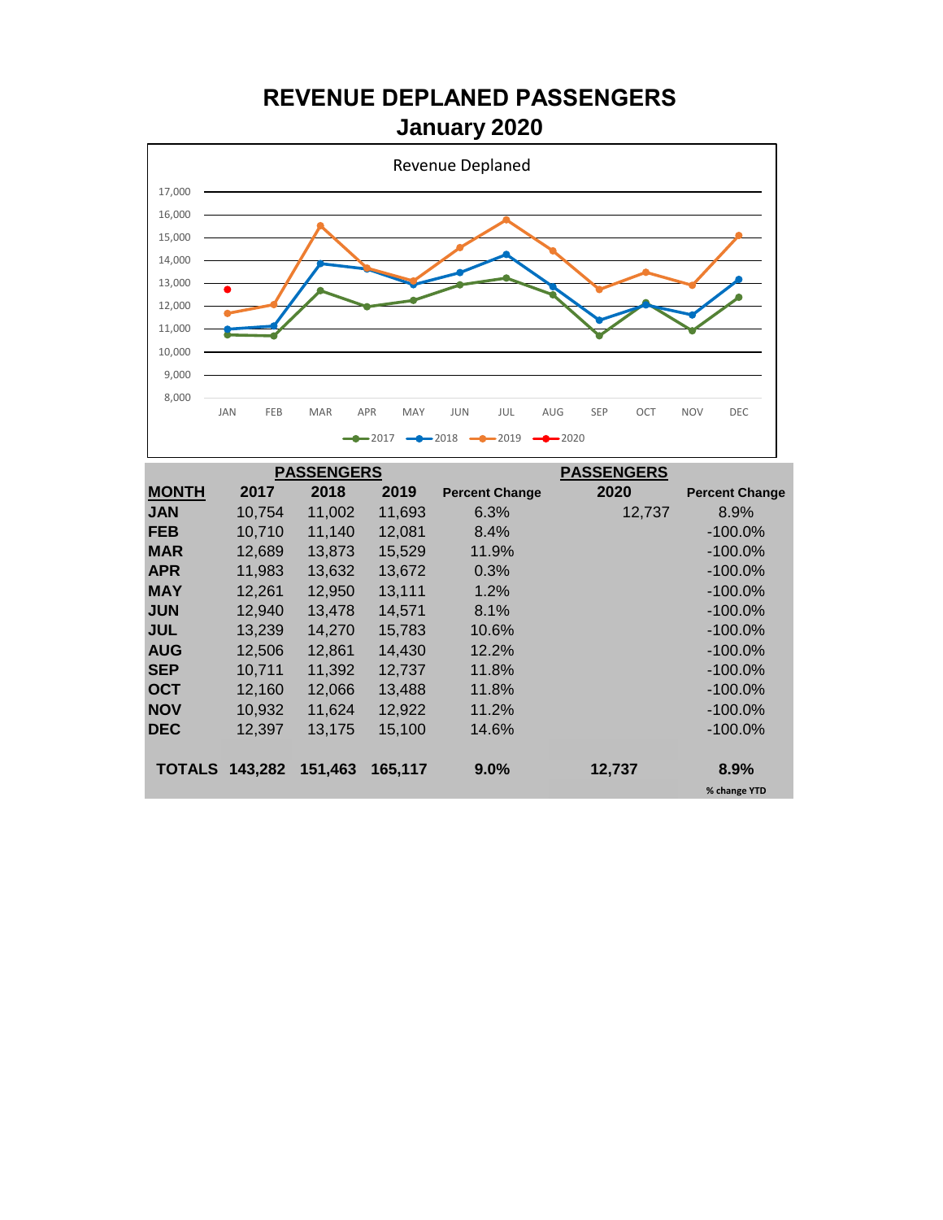# REVENUE DEPLANED PASSENGERS

## January 2020

Revenue Deplaned

17,000
16,000
15,000
14,000
13,000
12,000
11,000
10,000
9,000
8,000

JAN FEB MAR APR MAY JUN JUL AUG SEP OCT NOV DEC

2017 2018 2019 2020

| | PASSENGERS | | | | PASSENGERS | |
|---|---|---|---|---|---|---|
| **MONTH** | **2017** | **2018** | **2019** | **Percent Change** | **2020** | **Percent Change** |
| **JAN** | 10,754 | 11,002 | 11,693 | 6.3% | 12,737 | 8.9% |
| **FEB** | 10,710 | 11,140 | 12,081 | 8.4% | | -100.0% |
| **MAR** | 12,689 | 13,873 | 15,529 | 11.9% | | -100.0% |
| **APR** | 11,983 | 13,632 | 13,672 | 0.3% | | -100.0% |
| **MAY** | 12,261 | 12,950 | 13,111 | 1.2% | | -100.0% |
| **JUN** | 12,940 | 13,478 | 14,571 | 8.1% | | -100.0% |
| **JUL** | 13,239 | 14,270 | 15,783 | 10.6% | | -100.0% |
| **AUG** | 12,506 | 12,861 | 14,430 | 12.2% | | -100.0% |
| **SEP** | 10,711 | 11,392 | 12,737 | 11.8% | | -100.0% |
| **OCT** | 12,160 | 12,066 | 13,488 | 11.8% | | -100.0% |
| **NOV** | 10,932 | 11,624 | 12,922 | 11.2% | | -100.0% |
| **DEC** | 12,397 | 13,175 | 15,100 | 14.6% | | -100.0% |
| **TOTALS** | **143,282** | **151,463** | **165,117** | **9.0%** | **12,737** | **8.9%** % change YTD |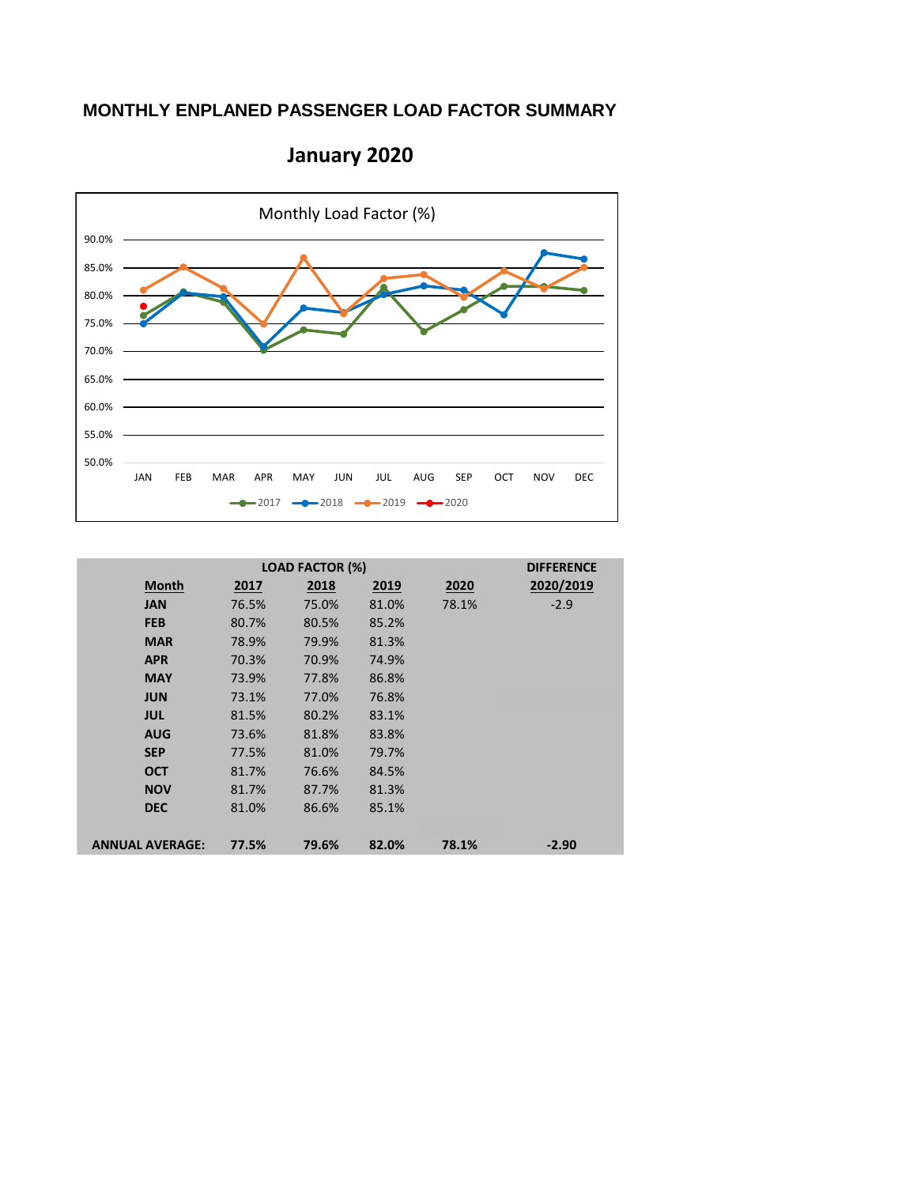## MONTHLY ENPLANED PASSENGER LOAD FACTOR SUMMARY

# January 2020

Monthly Load Factor (%)

90.0%
85.0%
80.0%
75.0%
70.0%
65.0%
60.0%
55.0%
50.0%

JAN FEB MAR APR MAY JUN JUL AUG SEP OCT NOV DEC

2017 2018 2019 2020

| | LOAD FACTOR (%) | | | | DIFFERENCE |
|---|---|---|---|---|---|
| **Month** | **2017** | **2018** | **2019** | **2020** | **2020/2019** |
| **JAN** | 76.5% | 75.0% | 81.0% | 78.1% | -2.9 |
| **FEB** | 80.7% | 80.5% | 85.2% | | |
| **MAR** | 78.9% | 79.9% | 81.3% | | |
| **APR** | 70.3% | 70.9% | 74.9% | | |
| **MAY** | 73.9% | 77.8% | 86.8% | | |
| **JUN** | 73.1% | 77.0% | 76.8% | | |
| **JUL** | 81.5% | 80.2% | 83.1% | | |
| **AUG** | 73.6% | 81.8% | 83.8% | | |
| **SEP** | 77.5% | 81.0% | 79.7% | | |
| **OCT** | 81.7% | 76.6% | 84.5% | | |
| **NOV** | 81.7% | 87.7% | 81.3% | | |
| **DEC** | 81.0% | 86.6% | 85.1% | | |
| **ANNUAL AVERAGE:** | **77.5%** | **79.6%** | **82.0%** | **78.1%** | **-2.90** |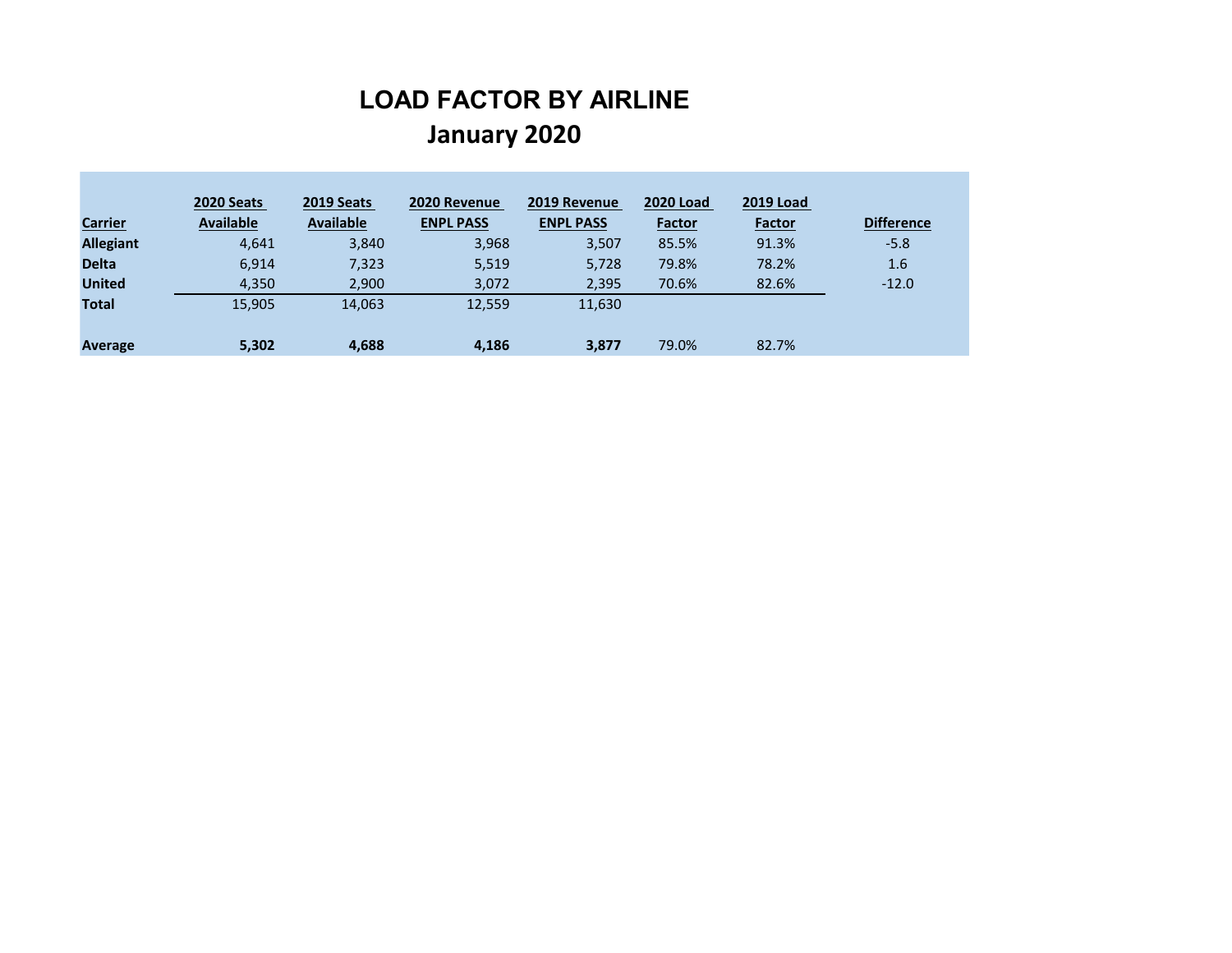# LOAD FACTOR BY AIRLINE

## January 2020

| Carrier | 2020 Seats Available | 2019 Seats Available | 2020 Revenue ENPL PASS | 2019 Revenue ENPL PASS | 2020 Load Factor | 2019 Load Factor | Difference |
|---|---|---|---|---|---|---|---|
| **Allegiant** | 4,641 | 3,840 | 3,968 | 3,507 | 85.5% | 91.3% | -5.8 |
| **Delta** | 6,914 | 7,323 | 5,519 | 5,728 | 79.8% | 78.2% | 1.6 |
| **United** | 4,350 | 2,900 | 3,072 | 2,395 | 70.6% | 82.6% | -12.0 |
| **Total** | 15,905 | 14,063 | 12,559 | 11,630 | | | |
| **Average** | **5,302** | **4,688** | **4,186** | **3,877** | 79.0% | 82.7% | |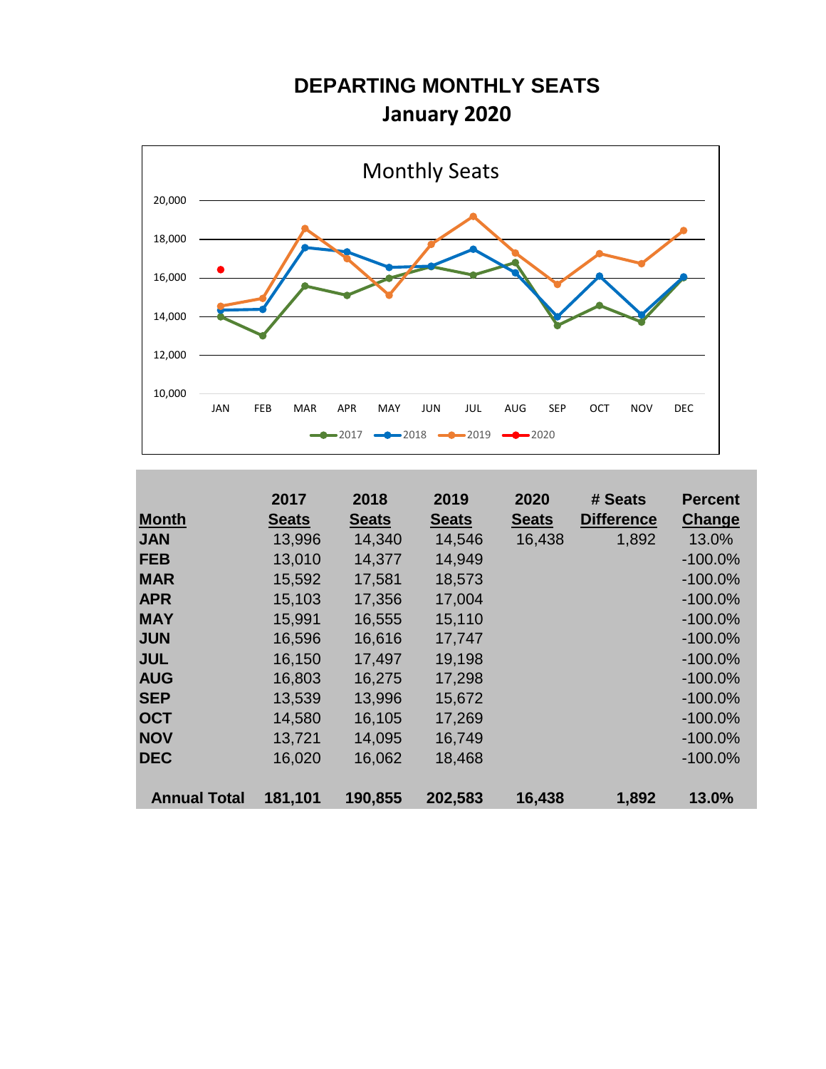# DEPARTING MONTHLY SEATS

## January 2020

Monthly Seats

20,000
18,000
16,000
14,000
12,000
10,000

JAN FEB MAR APR MAY JUN JUL AUG SEP OCT NOV DEC

2017 2018 2019 2020

| Month | 2017 Seats | 2018 Seats | 2019 Seats | 2020 Seats | # Seats Difference | Percent Change |
|---|---|---|---|---|---|---|
| **JAN** | 13,996 | 14,340 | 14,546 | 16,438 | 1,892 | 13.0% |
| **FEB** | 13,010 | 14,377 | 14,949 | | | -100.0% |
| **MAR** | 15,592 | 17,581 | 18,573 | | | -100.0% |
| **APR** | 15,103 | 17,356 | 17,004 | | | -100.0% |
| **MAY** | 15,991 | 16,555 | 15,110 | | | -100.0% |
| **JUN** | 16,596 | 16,616 | 17,747 | | | -100.0% |
| **JUL** | 16,150 | 17,497 | 19,198 | | | -100.0% |
| **AUG** | 16,803 | 16,275 | 17,298 | | | -100.0% |
| **SEP** | 13,539 | 13,996 | 15,672 | | | -100.0% |
| **OCT** | 14,580 | 16,105 | 17,269 | | | -100.0% |
| **NOV** | 13,721 | 14,095 | 16,749 | | | -100.0% |
| **DEC** | 16,020 | 16,062 | 18,468 | | | -100.0% |
| **Annual Total** | **181,101** | **190,855** | **202,583** | **16,438** | **1,892** | **13.0%** |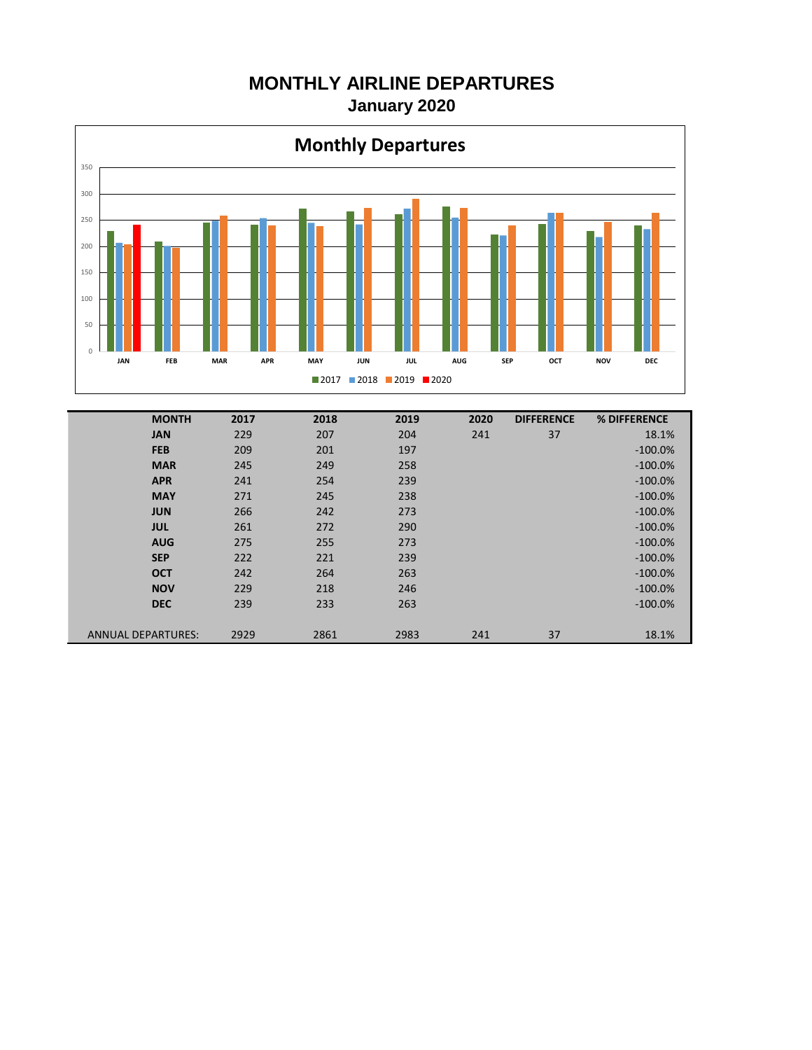# MONTHLY AIRLINE DEPARTURES

## January 2020

Monthly Departures

350
300
250
200
150
100
50
0

JAN FEB MAR APR MAY JUN JUL AUG SEP OCT NOV DEC

2017 2018 2019 2020

| MONTH | 2017 | 2018 | 2019 | 2020 | DIFFERENCE | % DIFFERENCE |
|---|---|---|---|---|---|---|
| JAN | 229 | 207 | 204 | 241 | 37 | 18.1% |
| FEB | 209 | 201 | 197 | | | -100.0% |
| MAR | 245 | 249 | 258 | | | -100.0% |
| APR | 241 | 254 | 239 | | | -100.0% |
| MAY | 271 | 245 | 238 | | | -100.0% |
| JUN | 266 | 242 | 273 | | | -100.0% |
| JUL | 261 | 272 | 290 | | | -100.0% |
| AUG | 275 | 255 | 273 | | | -100.0% |
| SEP | 222 | 221 | 239 | | | -100.0% |
| OCT | 242 | 264 | 263 | | | -100.0% |
| NOV | 229 | 218 | 246 | | | -100.0% |
| DEC | 239 | 233 | 263 | | | -100.0% |
| ANNUAL DEPARTURES: | 2929 | 2861 | 2983 | 241 | 37 | 18.1% |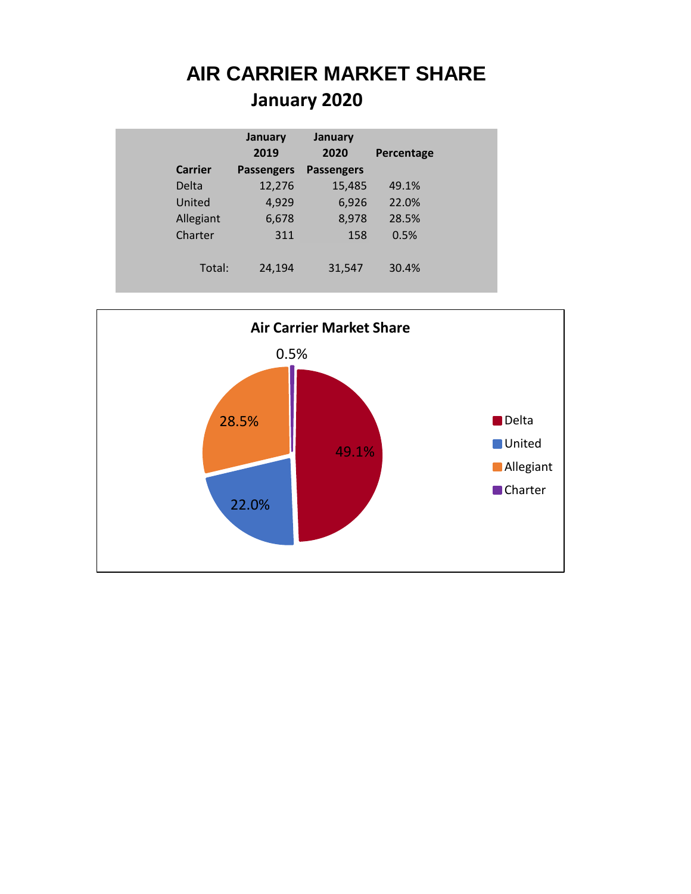# AIR CARRIER MARKET SHARE

## January 2020

| Carrier | January 2019 Passengers | January 2020 Passengers | Percentage |
|---|---|---|---|
| Delta | 12,276 | 15,485 | 49.1% |
| United | 4,929 | 6,926 | 22.0% |
| Allegiant | 6,678 | 8,978 | 28.5% |
| Charter | 311 | 158 | 0.5% |
| Total: | 24,194 | 31,547 | 30.4% |

Air Carrier Market Share

0.5%

28.5%

49.1%

22.0%

Delta
United
Allegiant
Charter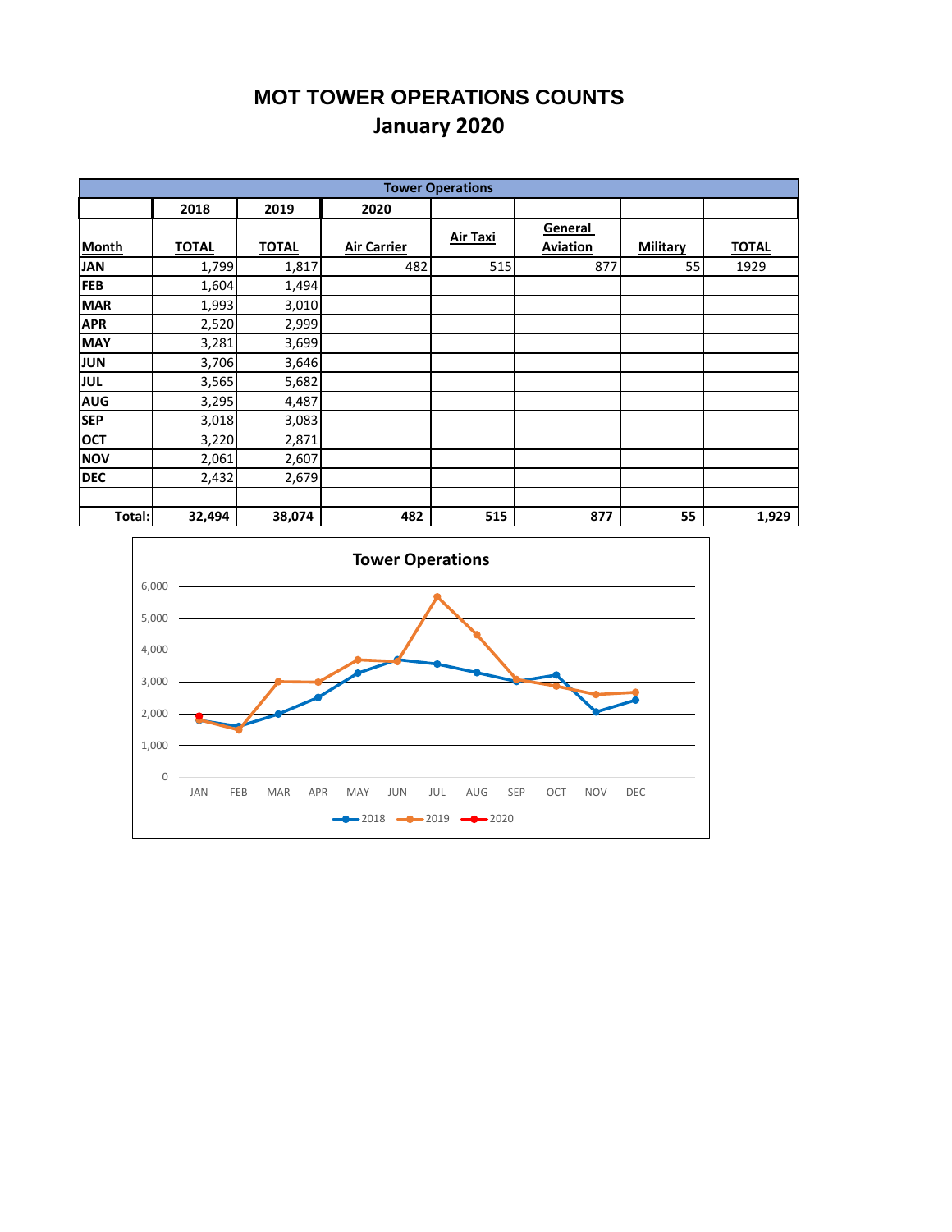# MOT TOWER OPERATIONS COUNTS
## January 2020

| Tower Operations | | | | | | | |
|---|---|---|---|---|---|---|---|
| | 2018 | 2019 | 2020 | | | | |
| Month | TOTAL | TOTAL | Air Carrier | Air Taxi | General Aviation | Military | TOTAL |
| JAN | 1,799 | 1,817 | 482 | 515 | 877 | 55 | 1929 |
| FEB | 1,604 | 1,494 | | | | | |
| MAR | 1,993 | 3,010 | | | | | |
| APR | 2,520 | 2,999 | | | | | |
| MAY | 3,281 | 3,699 | | | | | |
| JUN | 3,706 | 3,646 | | | | | |
| JUL | 3,565 | 5,682 | | | | | |
| AUG | 3,295 | 4,487 | | | | | |
| SEP | 3,018 | 3,083 | | | | | |
| OCT | 3,220 | 2,871 | | | | | |
| NOV | 2,061 | 2,607 | | | | | |
| DEC | 2,432 | 2,679 | | | | | |
| | | | | | | | |
| Total: | 32,494 | 38,074 | 482 | 515 | 877 | 55 | 1,929 |

Tower Operations

6,000
5,000
4,000
3,000
2,000
1,000
0

JAN FEB MAR APR MAY JUN JUL AUG SEP OCT NOV DEC

2018 2019 2020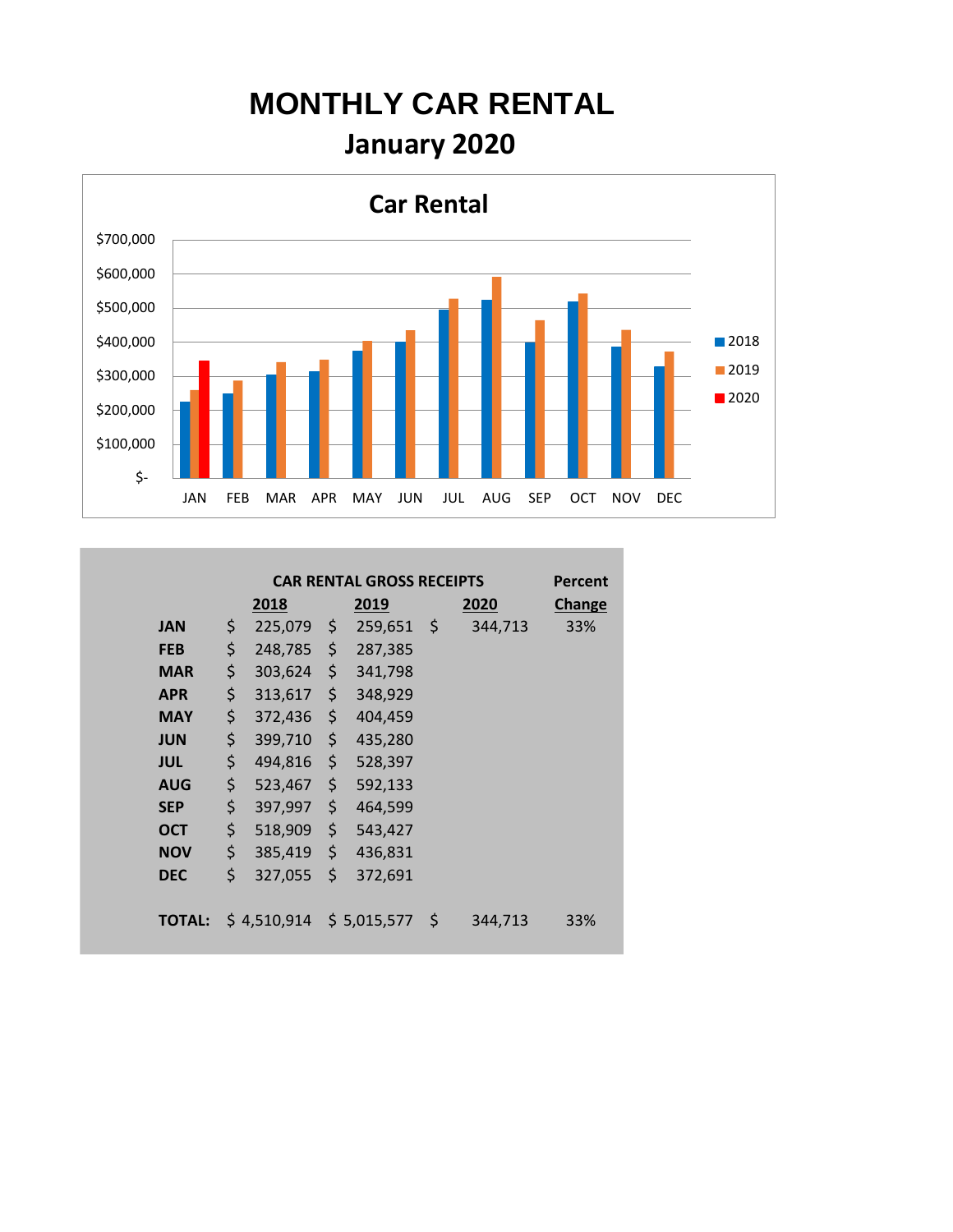# MONTHLY CAR RENTAL

## January 2020

Car Rental

$700,000
$600,000
$500,000
$400,000
$300,000
$200,000
$100,000
$-

JAN FEB MAR APR MAY JUN JUL AUG SEP OCT NOV DEC

2018
2019
2020

| | CAR RENTAL GROSS RECEIPTS | | | Percent |
|---|---|---|---|---|
| | 2018 | 2019 | 2020 | Change |
| **JAN** | $ 225,079 | $ 259,651 | $ 344,713 | 33% |
| **FEB** | $ 248,785 | $ 287,385 | | |
| **MAR** | $ 303,624 | $ 341,798 | | |
| **APR** | $ 313,617 | $ 348,929 | | |
| **MAY** | $ 372,436 | $ 404,459 | | |
| **JUN** | $ 399,710 | $ 435,280 | | |
| **JUL** | $ 494,816 | $ 528,397 | | |
| **AUG** | $ 523,467 | $ 592,133 | | |
| **SEP** | $ 397,997 | $ 464,599 | | |
| **OCT** | $ 518,909 | $ 543,427 | | |
| **NOV** | $ 385,419 | $ 436,831 | | |
| **DEC** | $ 327,055 | $ 372,691 | | |
| **TOTAL:** | $ 4,510,914 | $ 5,015,577 | $ 344,713 | 33% |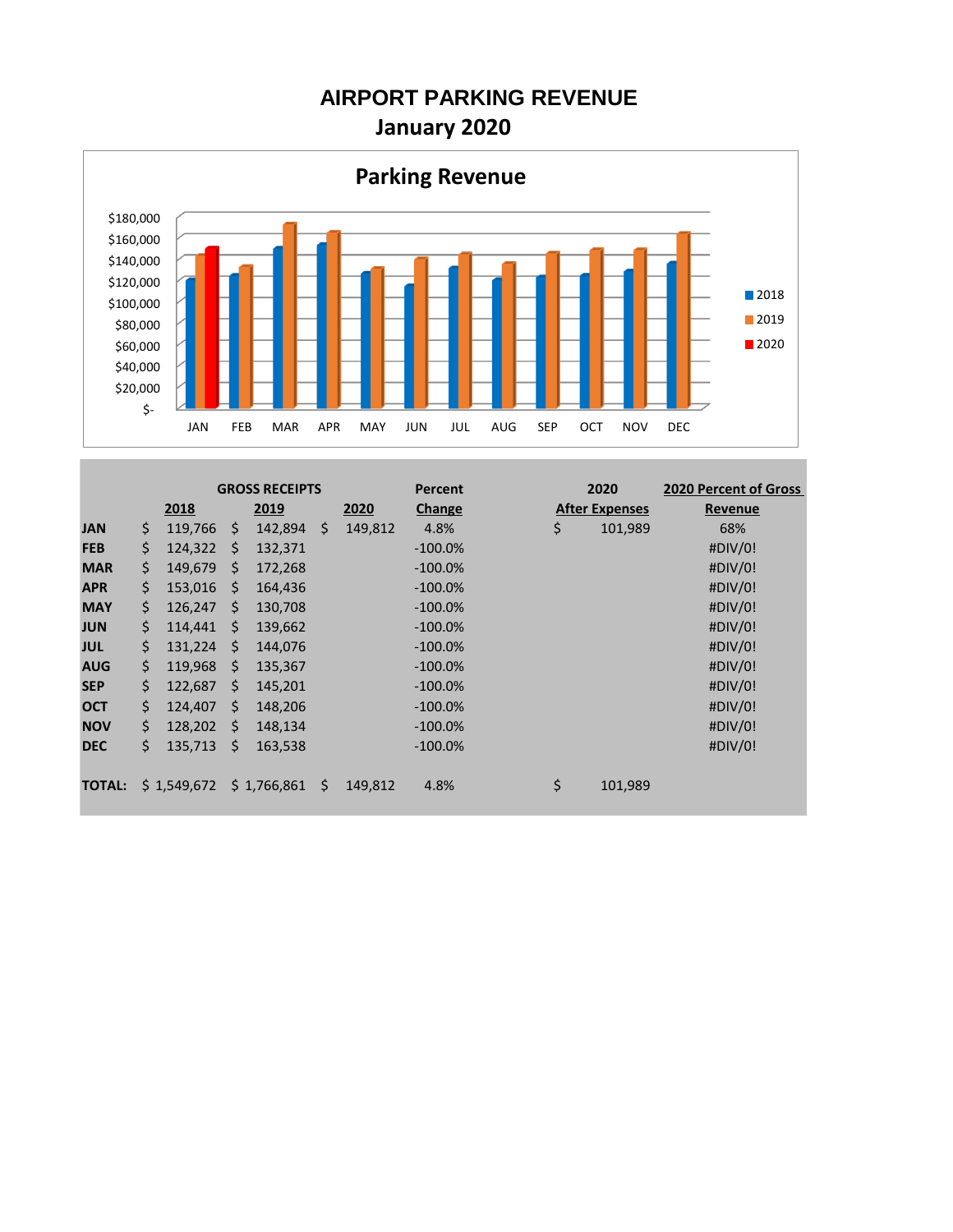# AIRPORT PARKING REVENUE

## January 2020

Parking Revenue

$180,000
$160,000
$140,000
$120,000
$100,000
$80,000
$60,000
$40,000
$20,000
$-

JAN FEB MAR APR MAY JUN JUL AUG SEP OCT NOV DEC

2018
2019
2020

| | GROSS RECEIPTS | | | Percent | 2020 | 2020 Percent of Gross |
|---|---|---|---|---|---|---|
| | 2018 | 2019 | 2020 | Change | After Expenses | Revenue |
| JAN | $ 119,766 | $ 142,894 | $ 149,812 | 4.8% | $ 101,989 | 68% |
| FEB | $ 124,322 | $ 132,371 | | -100.0% | | #DIV/0! |
| MAR | $ 149,679 | $ 172,268 | | -100.0% | | #DIV/0! |
| APR | $ 153,016 | $ 164,436 | | -100.0% | | #DIV/0! |
| MAY | $ 126,247 | $ 130,708 | | -100.0% | | #DIV/0! |
| JUN | $ 114,441 | $ 139,662 | | -100.0% | | #DIV/0! |
| JUL | $ 131,224 | $ 144,076 | | -100.0% | | #DIV/0! |
| AUG | $ 119,968 | $ 135,367 | | -100.0% | | #DIV/0! |
| SEP | $ 122,687 | $ 145,201 | | -100.0% | | #DIV/0! |
| OCT | $ 124,407 | $ 148,206 | | -100.0% | | #DIV/0! |
| NOV | $ 128,202 | $ 148,134 | | -100.0% | | #DIV/0! |
| DEC | $ 135,713 | $ 163,538 | | -100.0% | | #DIV/0! |
| TOTAL: | $ 1,549,672 | $ 1,766,861 | $ 149,812 | 4.8% | $ 101,989 | |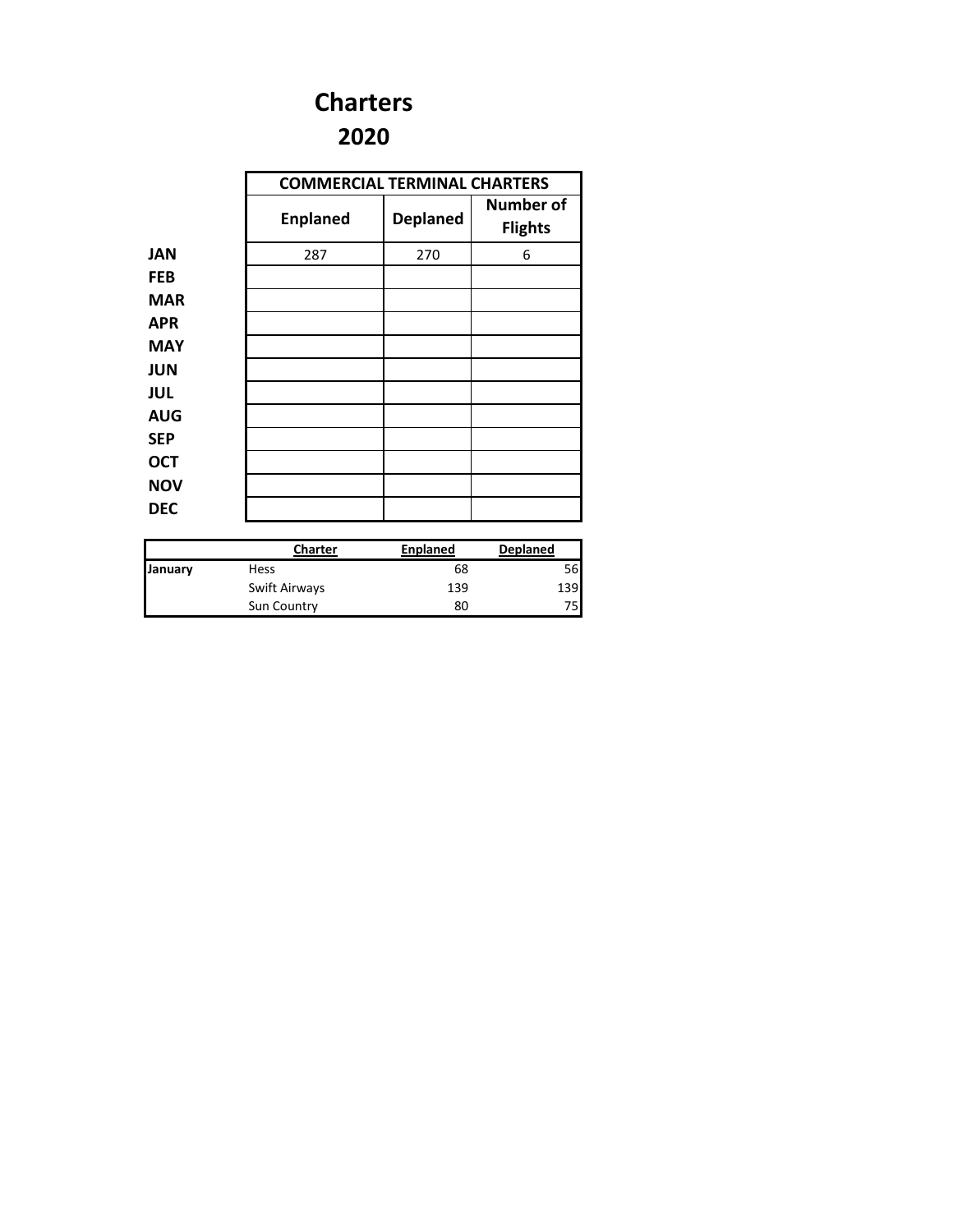# Charters

## 2020

| | COMMERCIAL TERMINAL CHARTERS | | |
|---|---|---|---|
| | Enplaned | Deplaned | Number of Flights |
| JAN | 287 | 270 | 6 |
| FEB | | | |
| MAR | | | |
| APR | | | |
| MAY | | | |
| JUN | | | |
| JUL | | | |
| AUG | | | |
| SEP | | | |
| OCT | | | |
| NOV | | | |
| DEC | | | |

| | Charter | Enplaned | Deplaned |
|---|---|---|---|
| January | Hess | 68 | 56 |
| | Swift Airways | 139 | 139 |
| | Sun Country | 80 | 75 |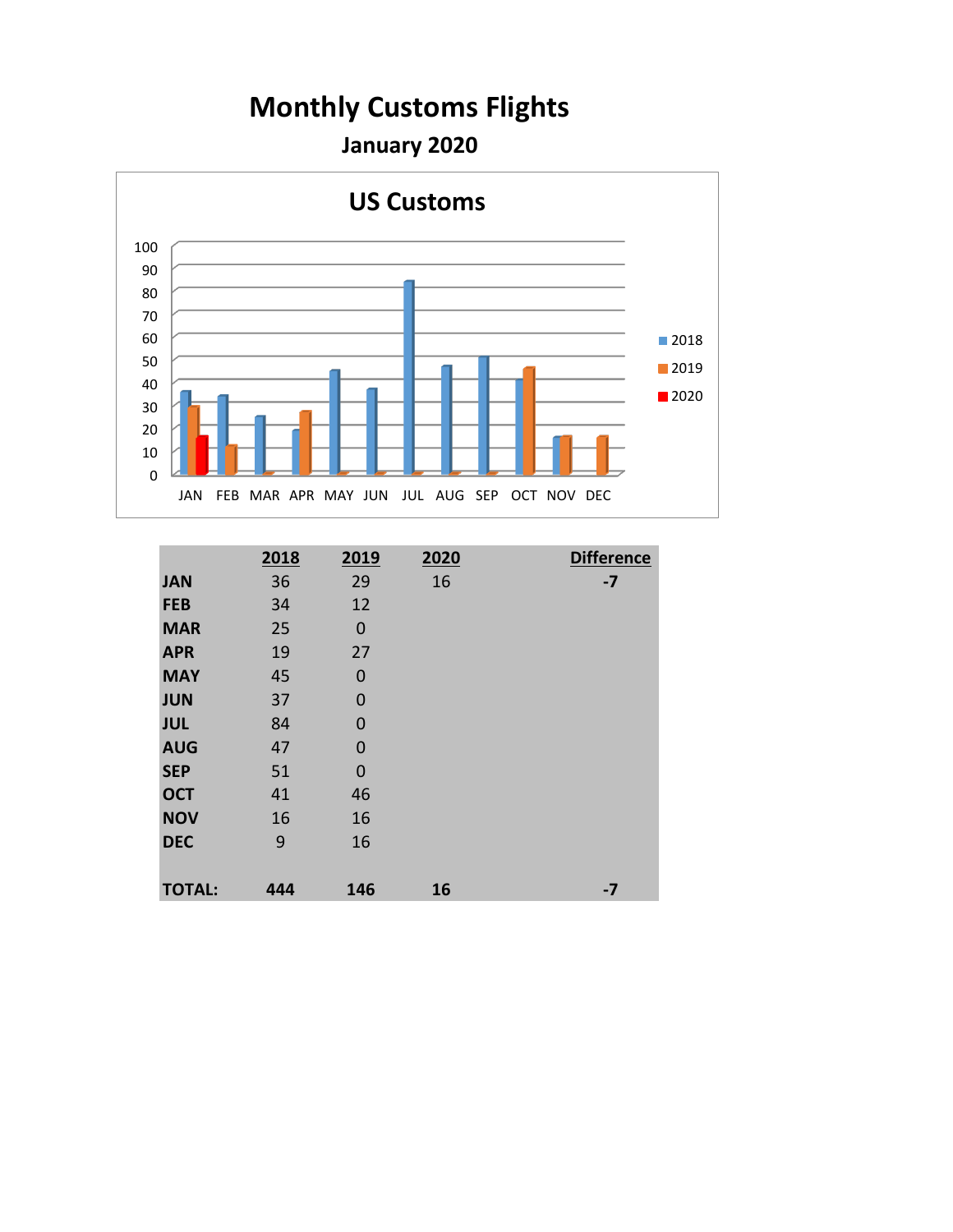# Monthly Customs Flights

## January 2020

US Customs

100
90
80
70
60
50
40
30
20
10
0

JAN FEB MAR APR MAY JUN JUL AUG SEP OCT NOV DEC

2018
2019
2020

| | 2018 | 2019 | 2020 | Difference |
|---|---|---|---|---|
| **JAN** | 36 | 29 | 16 | **-7** |
| **FEB** | 34 | 12 | | |
| **MAR** | 25 | 0 | | |
| **APR** | 19 | 27 | | |
| **MAY** | 45 | 0 | | |
| **JUN** | 37 | 0 | | |
| **JUL** | 84 | 0 | | |
| **AUG** | 47 | 0 | | |
| **SEP** | 51 | 0 | | |
| **OCT** | 41 | 46 | | |
| **NOV** | 16 | 16 | | |
| **DEC** | 9 | 16 | | |
| **TOTAL:** | **444** | **146** | **16** | **-7** |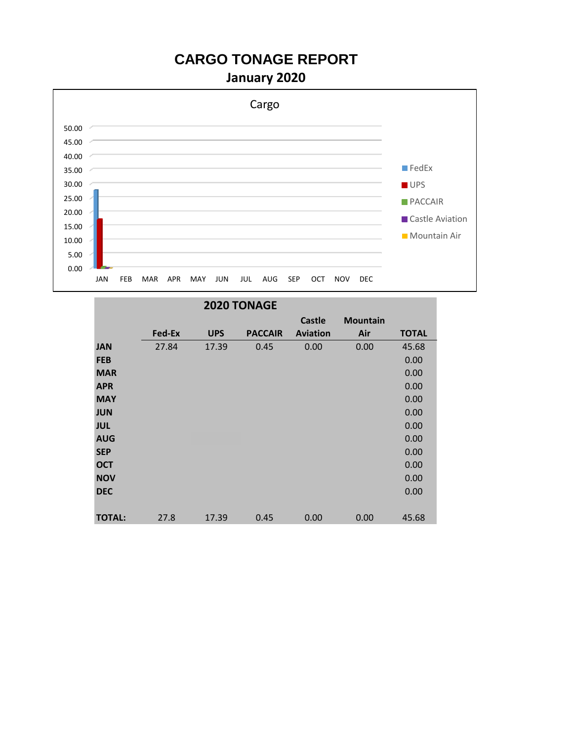# CARGO TONAGE REPORT

## January 2020

Cargo

50.00
45.00
40.00
35.00
30.00
25.00
20.00
15.00
10.00
5.00
0.00

JAN FEB MAR APR MAY JUN JUL AUG SEP OCT NOV DEC

FedEx
UPS
PACCAIR
Castle Aviation
Mountain Air

**2020 TONAGE**

| | Fed-Ex | UPS | PACCAIR | Castle Aviation | Mountain Air | TOTAL |
|---|---|---|---|---|---|---|
| **JAN** | 27.84 | 17.39 | 0.45 | 0.00 | 0.00 | 45.68 |
| **FEB** | | | | | | 0.00 |
| **MAR** | | | | | | 0.00 |
| **APR** | | | | | | 0.00 |
| **MAY** | | | | | | 0.00 |
| **JUN** | | | | | | 0.00 |
| **JUL** | | | | | | 0.00 |
| **AUG** | | | | | | 0.00 |
| **SEP** | | | | | | 0.00 |
| **OCT** | | | | | | 0.00 |
| **NOV** | | | | | | 0.00 |
| **DEC** | | | | | | 0.00 |
| **TOTAL:** | 27.8 | 17.39 | 0.45 | 0.00 | 0.00 | 45.68 |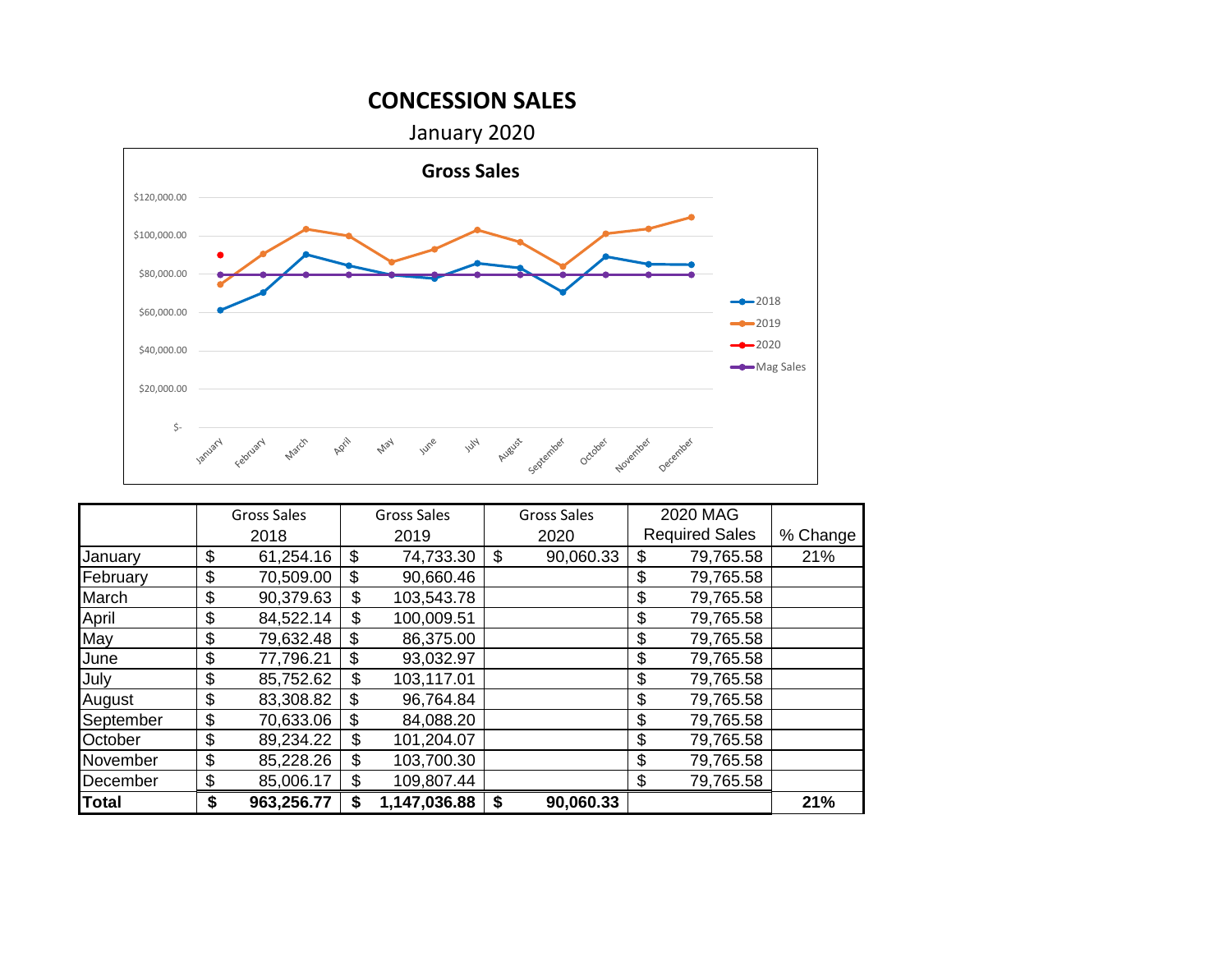# CONCESSION SALES

January 2020

Gross Sales

$120,000.00
$100,000.00
$80,000.00
$60,000.00
$40,000.00
$20,000.00
$-

January February March April May June July August September October November December

2018
2019
2020
Mag Sales

| | Gross Sales 2018 | Gross Sales 2019 | Gross Sales 2020 | 2020 MAG Required Sales | % Change |
|---|---|---|---|---|---|
| January | $ 61,254.16 | $ 74,733.30 | $ 90,060.33 | $ 79,765.58 | 21% |
| February | $ 70,509.00 | $ 90,660.46 | | $ 79,765.58 | |
| March | $ 90,379.63 | $ 103,543.78 | | $ 79,765.58 | |
| April | $ 84,522.14 | $ 100,009.51 | | $ 79,765.58 | |
| May | $ 79,632.48 | $ 86,375.00 | | $ 79,765.58 | |
| June | $ 77,796.21 | $ 93,032.97 | | $ 79,765.58 | |
| July | $ 85,752.62 | $ 103,117.01 | | $ 79,765.58 | |
| August | $ 83,308.82 | $ 96,764.84 | | $ 79,765.58 | |
| September | $ 70,633.06 | $ 84,088.20 | | $ 79,765.58 | |
| October | $ 89,234.22 | $ 101,204.07 | | $ 79,765.58 | |
| November | $ 85,228.26 | $ 103,700.30 | | $ 79,765.58 | |
| December | $ 85,006.17 | $ 109,807.44 | | $ 79,765.58 | |
| **Total** | **$ 963,256.77** | **$ 1,147,036.88** | **$ 90,060.33** | | **21%** |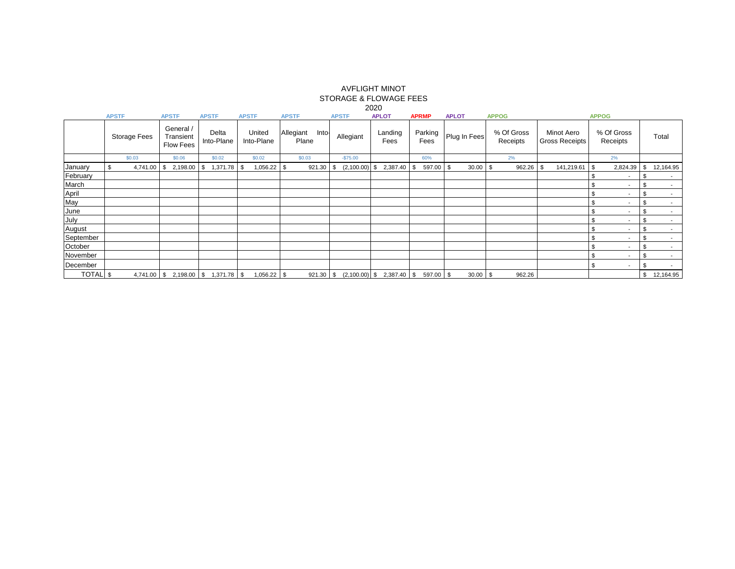# AVFLIGHT MINOT
## STORAGE & FLOWAGE FEES
### 2020

| | APSTF | APSTF | APSTF | APSTF | APSTF | APSTF | APLOT | APRMP | APLOT | APPOG | | APPOG | |
|---|---|---|---|---|---|---|---|---|---|---|---|---|---|
| | Storage Fees | General / Transient Flow Fees | Delta Into-Plane | United Into-Plane | Allegiant Into-Plane | Allegiant | Landing Fees | Parking Fees | Plug In Fees | % Of Gross Receipts | Minot Aero Gross Receipts | % Of Gross Receipts | Total |
| | $0.03 | $0.06 | $0.02 | $0.02 | $0.03 | -$75.00 | | 60% | | 2% | | 2% | |
| January | $ 4,741.00 | $ 2,198.00 | $ 1,371.78 | $ 1,056.22 | $ 921.30 | $ (2,100.00) | $ 2,387.40 | $ 597.00 | $ 30.00 | $ 962.26 | $ 141,219.61 | $ 2,824.39 | $ 12,164.95 |
| February | | | | | | | | | | | | $ - | $ - |
| March | | | | | | | | | | | | $ - | $ - |
| April | | | | | | | | | | | | $ - | $ - |
| May | | | | | | | | | | | | $ - | $ - |
| June | | | | | | | | | | | | $ - | $ - |
| July | | | | | | | | | | | | $ - | $ - |
| August | | | | | | | | | | | | $ - | $ - |
| September | | | | | | | | | | | | $ - | $ - |
| October | | | | | | | | | | | | $ - | $ - |
| November | | | | | | | | | | | | $ - | $ - |
| December | | | | | | | | | | | | $ - | $ - |
| TOTAL | $ 4,741.00 | $ 2,198.00 | $ 1,371.78 | $ 1,056.22 | $ 921.30 | $ (2,100.00) | $ 2,387.40 | $ 597.00 | $ 30.00 | $ 962.26 | | | $ 12,164.95 |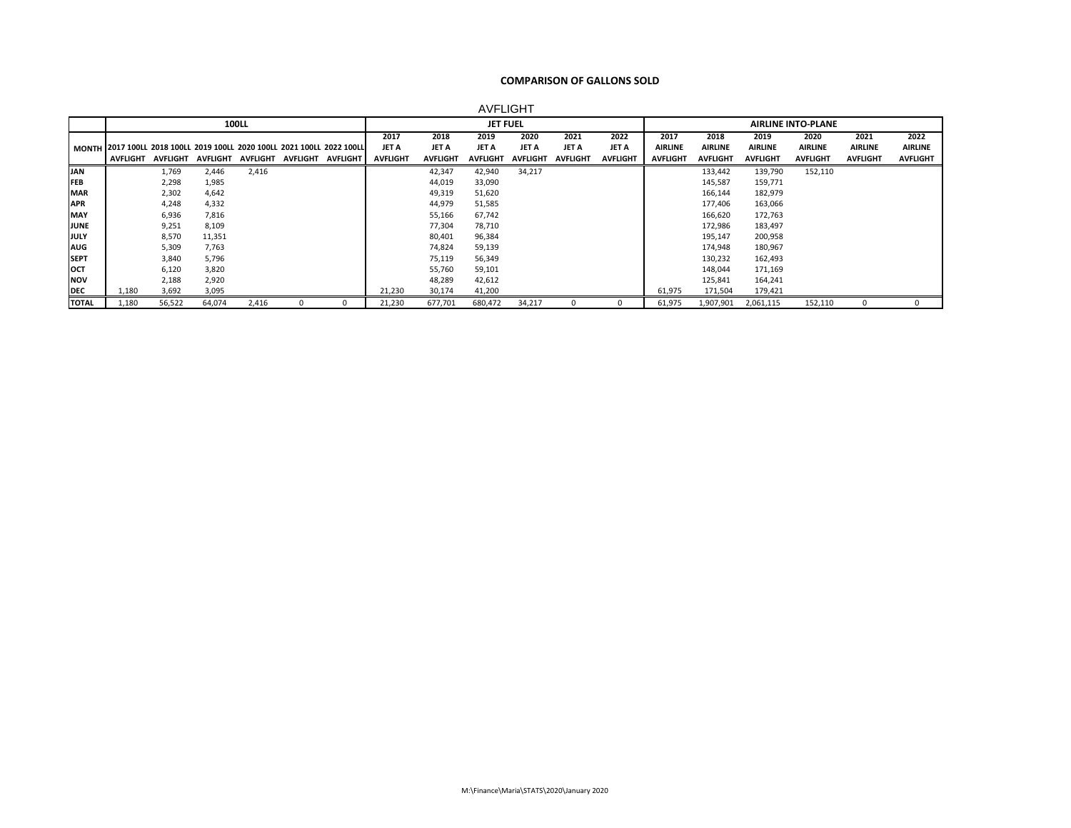**COMPARISON OF GALLONS SOLD**

AVFLIGHT

| | 100LL | | | | | | JET FUEL | | | | | | AIRLINE INTO-PLANE | | | | | |
|---|---|---|---|---|---|---|---|---|---|---|---|---|---|---|---|---|---|---|
| MONTH | 2017 100LL AVFLIGHT | 2018 100LL AVFLIGHT | 2019 100LL AVFLIGHT | 2020 100LL AVFLIGHT | 2021 100LL AVFLIGHT | 2022 100LL AVFLIGHT | 2017 JET A AVFLIGHT | 2018 JET A AVFLIGHT | 2019 JET A AVFLIGHT | 2020 JET A AVFLIGHT | 2021 JET A AVFLIGHT | 2022 JET A AVFLIGHT | 2017 AIRLINE AVFLIGHT | 2018 AIRLINE AVFLIGHT | 2019 AIRLINE AVFLIGHT | 2020 AIRLINE AVFLIGHT | 2021 AIRLINE AVFLIGHT | 2022 AIRLINE AVFLIGHT |
| JAN | | 1,769 | 2,446 | 2,416 | | | | 42,347 | 42,940 | 34,217 | | | | 133,442 | 139,790 | 152,110 | | |
| FEB | | 2,298 | 1,985 | | | | | 44,019 | 33,090 | | | | | 145,587 | 159,771 | | | |
| MAR | | 2,302 | 4,642 | | | | | 49,319 | 51,620 | | | | | 166,144 | 182,979 | | | |
| APR | | 4,248 | 4,332 | | | | | 44,979 | 51,585 | | | | | 177,406 | 163,066 | | | |
| MAY | | 6,936 | 7,816 | | | | | 55,166 | 67,742 | | | | | 166,620 | 172,763 | | | |
| JUNE | | 9,251 | 8,109 | | | | | 77,304 | 78,710 | | | | | 172,986 | 183,497 | | | |
| JULY | | 8,570 | 11,351 | | | | | 80,401 | 96,384 | | | | | 195,147 | 200,958 | | | |
| AUG | | 5,309 | 7,763 | | | | | 74,824 | 59,139 | | | | | 174,948 | 180,967 | | | |
| SEPT | | 3,840 | 5,796 | | | | | 75,119 | 56,349 | | | | | 130,232 | 162,493 | | | |
| OCT | | 6,120 | 3,820 | | | | | 55,760 | 59,101 | | | | | 148,044 | 171,169 | | | |
| NOV | | 2,188 | 2,920 | | | | | 48,289 | 42,612 | | | | | 125,841 | 164,241 | | | |
| DEC | 1,180 | 3,692 | 3,095 | | | | 21,230 | 30,174 | 41,200 | | | | 61,975 | 171,504 | 179,421 | | | |
| TOTAL | 1,180 | 56,522 | 64,074 | 2,416 | 0 | 0 | 21,230 | 677,701 | 680,472 | 34,217 | 0 | 0 | 61,975 | 1,907,901 | 2,061,115 | 152,110 | 0 | 0 |

M:\Finance\Maria\STATS\2020\January 2020